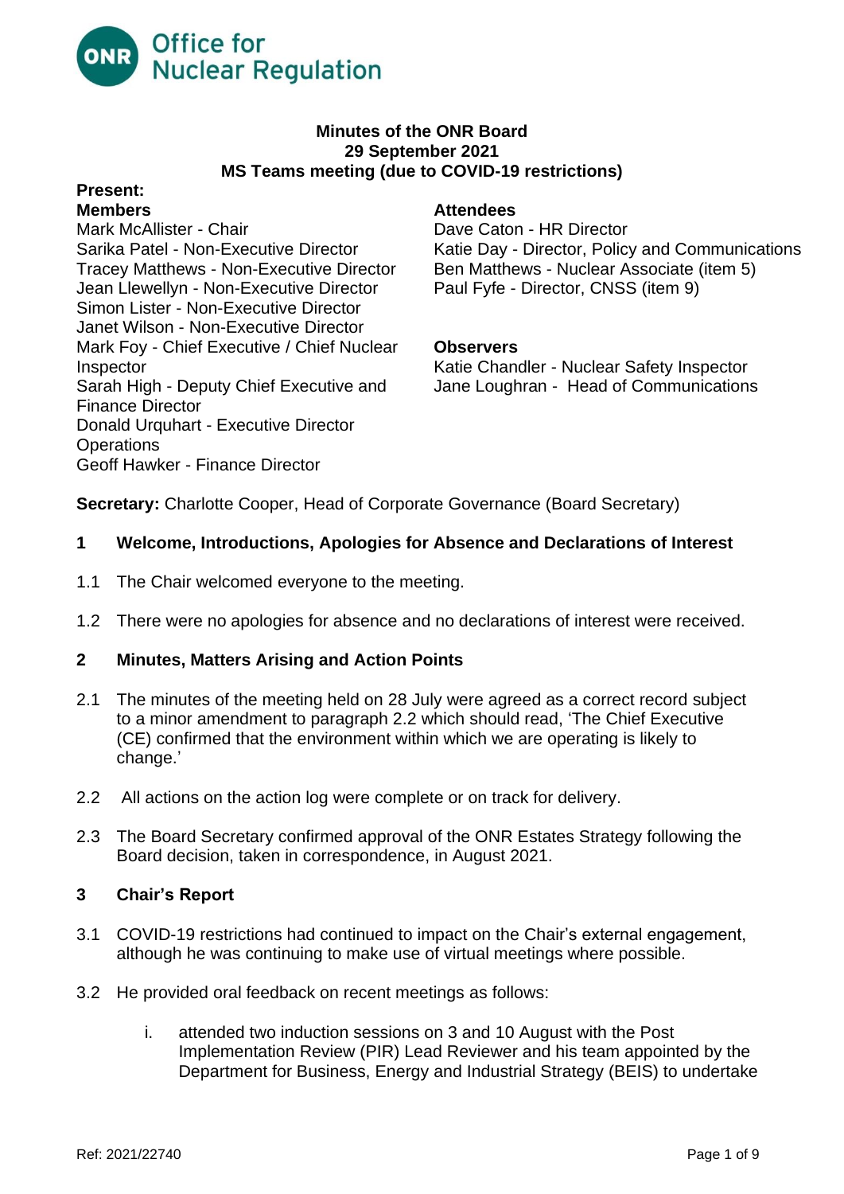Office for Nuclear Regulation

# Minutes of the ONR Board
## 29 September 2021
## MS Teams meeting (due to COVID-19 restrictions)

**Present:**

**Members**
Mark McAllister - Chair
Sarika Patel - Non-Executive Director
Tracey Matthews - Non-Executive Director
Jean Llewellyn - Non-Executive Director
Simon Lister - Non-Executive Director
Janet Wilson - Non-Executive Director
Mark Foy - Chief Executive / Chief Nuclear Inspector
Sarah High - Deputy Chief Executive and Finance Director
Donald Urquhart - Executive Director Operations
Geoff Hawker - Finance Director

**Attendees**
Dave Caton - HR Director
Katie Day - Director, Policy and Communications
Ben Matthews - Nuclear Associate (item 5)
Paul Fyfe - Director, CNSS (item 9)

**Observers**
Katie Chandler - Nuclear Safety Inspector
Jane Loughran - Head of Communications

**Secretary:** Charlotte Cooper, Head of Corporate Governance (Board Secretary)

## 1 Welcome, Introductions, Apologies for Absence and Declarations of Interest

1.1 The Chair welcomed everyone to the meeting.

1.2 There were no apologies for absence and no declarations of interest were received.

## 2 Minutes, Matters Arising and Action Points

2.1 The minutes of the meeting held on 28 July were agreed as a correct record subject to a minor amendment to paragraph 2.2 which should read, 'The Chief Executive (CE) confirmed that the environment within which we are operating is likely to change.'

2.2 All actions on the action log were complete or on track for delivery.

2.3 The Board Secretary confirmed approval of the ONR Estates Strategy following the Board decision, taken in correspondence, in August 2021.

## 3 Chair's Report

3.1 COVID-19 restrictions had continued to impact on the Chair's external engagement, although he was continuing to make use of virtual meetings where possible.

3.2 He provided oral feedback on recent meetings as follows:

i. attended two induction sessions on 3 and 10 August with the Post Implementation Review (PIR) Lead Reviewer and his team appointed by the Department for Business, Energy and Industrial Strategy (BEIS) to undertake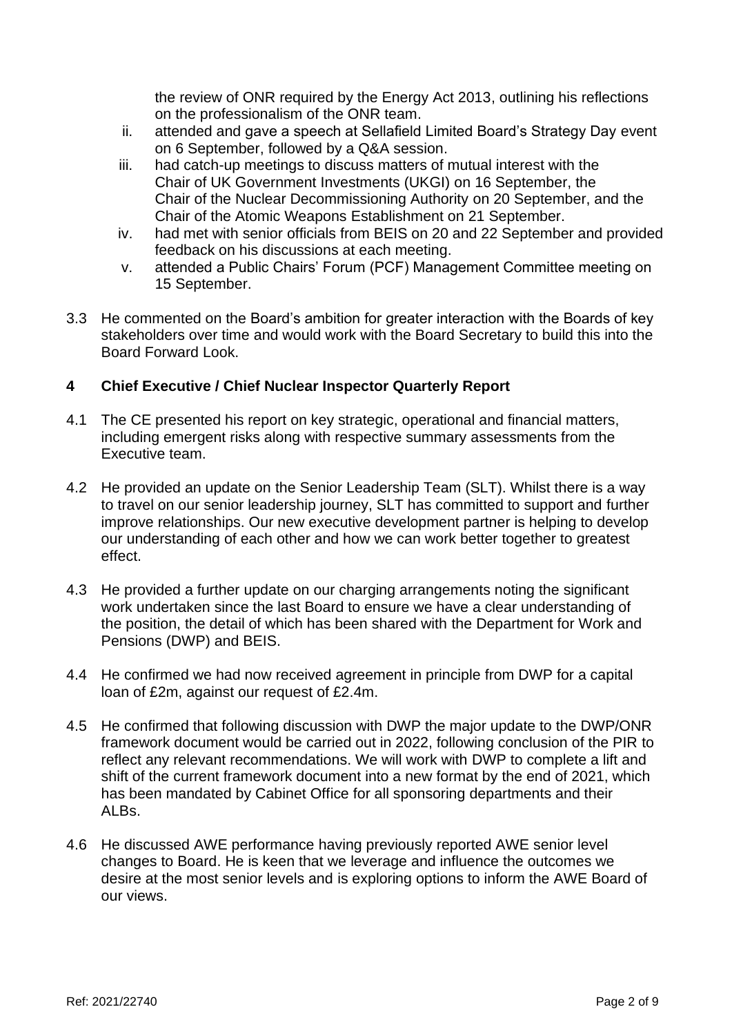the review of ONR required by the Energy Act 2013, outlining his reflections on the professionalism of the ONR team.

ii. attended and gave a speech at Sellafield Limited Board's Strategy Day event on 6 September, followed by a Q&A session.

iii. had catch-up meetings to discuss matters of mutual interest with the Chair of UK Government Investments (UKGI) on 16 September, the Chair of the Nuclear Decommissioning Authority on 20 September, and the Chair of the Atomic Weapons Establishment on 21 September.

iv. had met with senior officials from BEIS on 20 and 22 September and provided feedback on his discussions at each meeting.

v. attended a Public Chairs' Forum (PCF) Management Committee meeting on 15 September.

3.3 He commented on the Board's ambition for greater interaction with the Boards of key stakeholders over time and would work with the Board Secretary to build this into the Board Forward Look.

## 4 Chief Executive / Chief Nuclear Inspector Quarterly Report

4.1 The CE presented his report on key strategic, operational and financial matters, including emergent risks along with respective summary assessments from the Executive team.

4.2 He provided an update on the Senior Leadership Team (SLT). Whilst there is a way to travel on our senior leadership journey, SLT has committed to support and further improve relationships. Our new executive development partner is helping to develop our understanding of each other and how we can work better together to greatest effect.

4.3 He provided a further update on our charging arrangements noting the significant work undertaken since the last Board to ensure we have a clear understanding of the position, the detail of which has been shared with the Department for Work and Pensions (DWP) and BEIS.

4.4 He confirmed we had now received agreement in principle from DWP for a capital loan of £2m, against our request of £2.4m.

4.5 He confirmed that following discussion with DWP the major update to the DWP/ONR framework document would be carried out in 2022, following conclusion of the PIR to reflect any relevant recommendations. We will work with DWP to complete a lift and shift of the current framework document into a new format by the end of 2021, which has been mandated by Cabinet Office for all sponsoring departments and their ALBs.

4.6 He discussed AWE performance having previously reported AWE senior level changes to Board. He is keen that we leverage and influence the outcomes we desire at the most senior levels and is exploring options to inform the AWE Board of our views.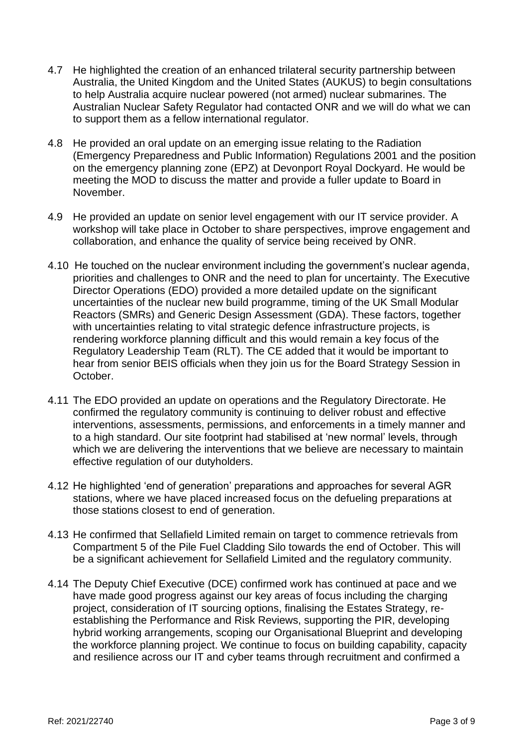4.7 He highlighted the creation of an enhanced trilateral security partnership between Australia, the United Kingdom and the United States (AUKUS) to begin consultations to help Australia acquire nuclear powered (not armed) nuclear submarines. The Australian Nuclear Safety Regulator had contacted ONR and we will do what we can to support them as a fellow international regulator.

4.8 He provided an oral update on an emerging issue relating to the Radiation (Emergency Preparedness and Public Information) Regulations 2001 and the position on the emergency planning zone (EPZ) at Devonport Royal Dockyard. He would be meeting the MOD to discuss the matter and provide a fuller update to Board in November.

4.9 He provided an update on senior level engagement with our IT service provider. A workshop will take place in October to share perspectives, improve engagement and collaboration, and enhance the quality of service being received by ONR.

4.10 He touched on the nuclear environment including the government's nuclear agenda, priorities and challenges to ONR and the need to plan for uncertainty. The Executive Director Operations (EDO) provided a more detailed update on the significant uncertainties of the nuclear new build programme, timing of the UK Small Modular Reactors (SMRs) and Generic Design Assessment (GDA). These factors, together with uncertainties relating to vital strategic defence infrastructure projects, is rendering workforce planning difficult and this would remain a key focus of the Regulatory Leadership Team (RLT). The CE added that it would be important to hear from senior BEIS officials when they join us for the Board Strategy Session in October.

4.11 The EDO provided an update on operations and the Regulatory Directorate. He confirmed the regulatory community is continuing to deliver robust and effective interventions, assessments, permissions, and enforcements in a timely manner and to a high standard. Our site footprint had stabilised at 'new normal' levels, through which we are delivering the interventions that we believe are necessary to maintain effective regulation of our dutyholders.

4.12 He highlighted 'end of generation' preparations and approaches for several AGR stations, where we have placed increased focus on the defueling preparations at those stations closest to end of generation.

4.13 He confirmed that Sellafield Limited remain on target to commence retrievals from Compartment 5 of the Pile Fuel Cladding Silo towards the end of October. This will be a significant achievement for Sellafield Limited and the regulatory community.

4.14 The Deputy Chief Executive (DCE) confirmed work has continued at pace and we have made good progress against our key areas of focus including the charging project, consideration of IT sourcing options, finalising the Estates Strategy, re-establishing the Performance and Risk Reviews, supporting the PIR, developing hybrid working arrangements, scoping our Organisational Blueprint and developing the workforce planning project. We continue to focus on building capability, capacity and resilience across our IT and cyber teams through recruitment and confirmed a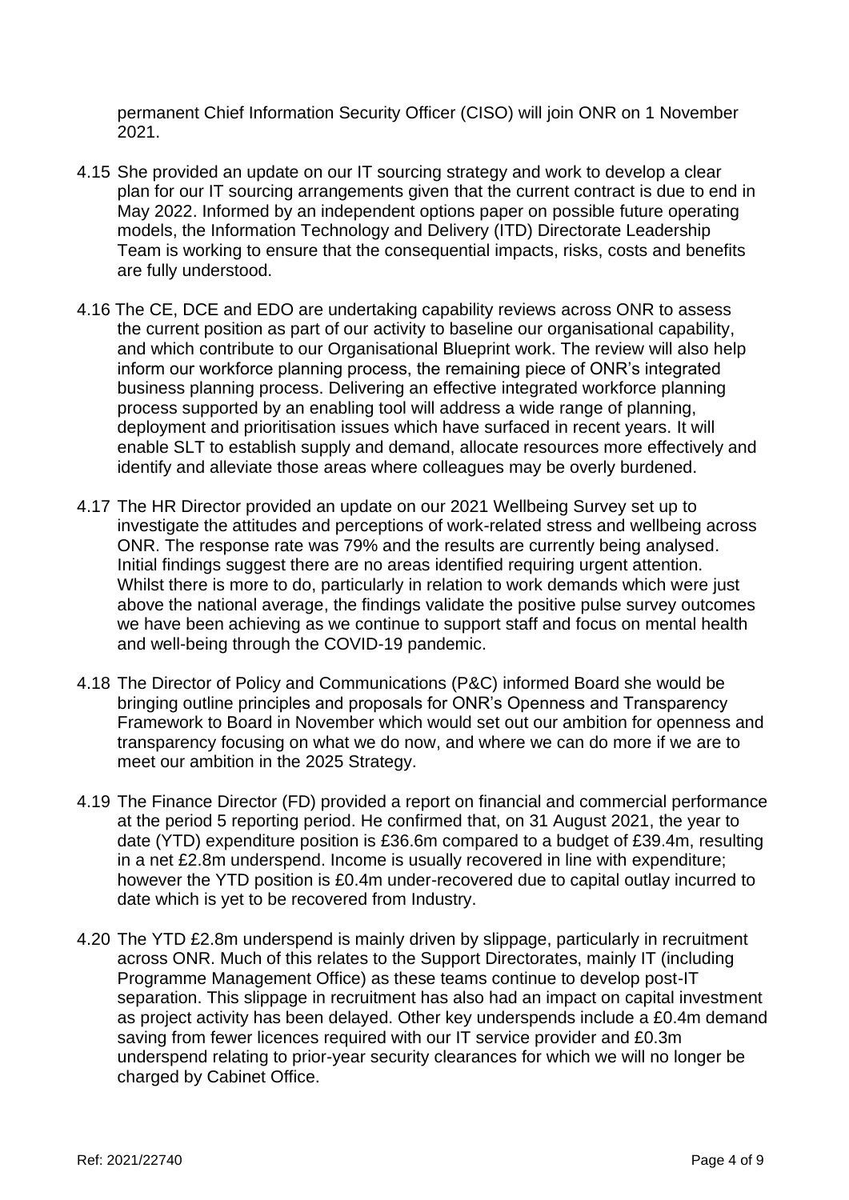permanent Chief Information Security Officer (CISO) will join ONR on 1 November 2021.

4.15 She provided an update on our IT sourcing strategy and work to develop a clear plan for our IT sourcing arrangements given that the current contract is due to end in May 2022. Informed by an independent options paper on possible future operating models, the Information Technology and Delivery (ITD) Directorate Leadership Team is working to ensure that the consequential impacts, risks, costs and benefits are fully understood.

4.16 The CE, DCE and EDO are undertaking capability reviews across ONR to assess the current position as part of our activity to baseline our organisational capability, and which contribute to our Organisational Blueprint work. The review will also help inform our workforce planning process, the remaining piece of ONR's integrated business planning process. Delivering an effective integrated workforce planning process supported by an enabling tool will address a wide range of planning, deployment and prioritisation issues which have surfaced in recent years. It will enable SLT to establish supply and demand, allocate resources more effectively and identify and alleviate those areas where colleagues may be overly burdened.

4.17 The HR Director provided an update on our 2021 Wellbeing Survey set up to investigate the attitudes and perceptions of work-related stress and wellbeing across ONR. The response rate was 79% and the results are currently being analysed. Initial findings suggest there are no areas identified requiring urgent attention. Whilst there is more to do, particularly in relation to work demands which were just above the national average, the findings validate the positive pulse survey outcomes we have been achieving as we continue to support staff and focus on mental health and well-being through the COVID-19 pandemic.

4.18 The Director of Policy and Communications (P&C) informed Board she would be bringing outline principles and proposals for ONR's Openness and Transparency Framework to Board in November which would set out our ambition for openness and transparency focusing on what we do now, and where we can do more if we are to meet our ambition in the 2025 Strategy.

4.19 The Finance Director (FD) provided a report on financial and commercial performance at the period 5 reporting period. He confirmed that, on 31 August 2021, the year to date (YTD) expenditure position is £36.6m compared to a budget of £39.4m, resulting in a net £2.8m underspend. Income is usually recovered in line with expenditure; however the YTD position is £0.4m under-recovered due to capital outlay incurred to date which is yet to be recovered from Industry.

4.20 The YTD £2.8m underspend is mainly driven by slippage, particularly in recruitment across ONR. Much of this relates to the Support Directorates, mainly IT (including Programme Management Office) as these teams continue to develop post-IT separation. This slippage in recruitment has also had an impact on capital investment as project activity has been delayed. Other key underspends include a £0.4m demand saving from fewer licences required with our IT service provider and £0.3m underspend relating to prior-year security clearances for which we will no longer be charged by Cabinet Office.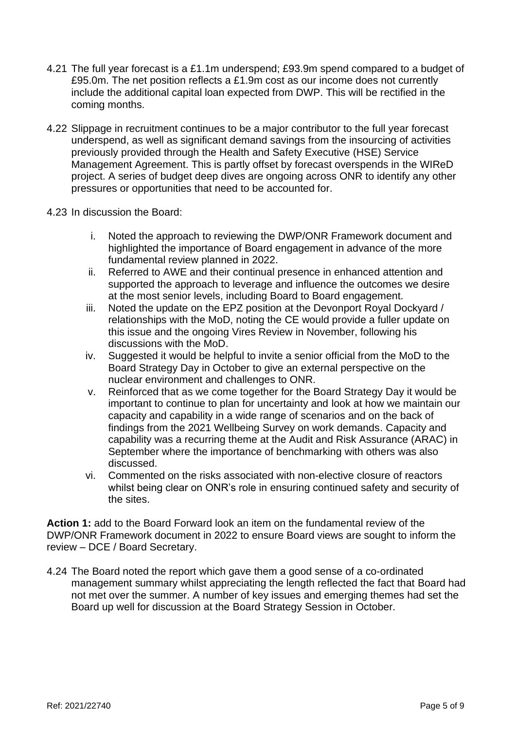4.21 The full year forecast is a £1.1m underspend; £93.9m spend compared to a budget of £95.0m. The net position reflects a £1.9m cost as our income does not currently include the additional capital loan expected from DWP. This will be rectified in the coming months.

4.22 Slippage in recruitment continues to be a major contributor to the full year forecast underspend, as well as significant demand savings from the insourcing of activities previously provided through the Health and Safety Executive (HSE) Service Management Agreement. This is partly offset by forecast overspends in the WIReD project. A series of budget deep dives are ongoing across ONR to identify any other pressures or opportunities that need to be accounted for.

4.23 In discussion the Board:

i. Noted the approach to reviewing the DWP/ONR Framework document and highlighted the importance of Board engagement in advance of the more fundamental review planned in 2022.

ii. Referred to AWE and their continual presence in enhanced attention and supported the approach to leverage and influence the outcomes we desire at the most senior levels, including Board to Board engagement.

iii. Noted the update on the EPZ position at the Devonport Royal Dockyard / relationships with the MoD, noting the CE would provide a fuller update on this issue and the ongoing Vires Review in November, following his discussions with the MoD.

iv. Suggested it would be helpful to invite a senior official from the MoD to the Board Strategy Day in October to give an external perspective on the nuclear environment and challenges to ONR.

v. Reinforced that as we come together for the Board Strategy Day it would be important to continue to plan for uncertainty and look at how we maintain our capacity and capability in a wide range of scenarios and on the back of findings from the 2021 Wellbeing Survey on work demands. Capacity and capability was a recurring theme at the Audit and Risk Assurance (ARAC) in September where the importance of benchmarking with others was also discussed.

vi. Commented on the risks associated with non-elective closure of reactors whilst being clear on ONR's role in ensuring continued safety and security of the sites.

**Action 1:** add to the Board Forward look an item on the fundamental review of the DWP/ONR Framework document in 2022 to ensure Board views are sought to inform the review – DCE / Board Secretary.

4.24 The Board noted the report which gave them a good sense of a co-ordinated management summary whilst appreciating the length reflected the fact that Board had not met over the summer. A number of key issues and emerging themes had set the Board up well for discussion at the Board Strategy Session in October.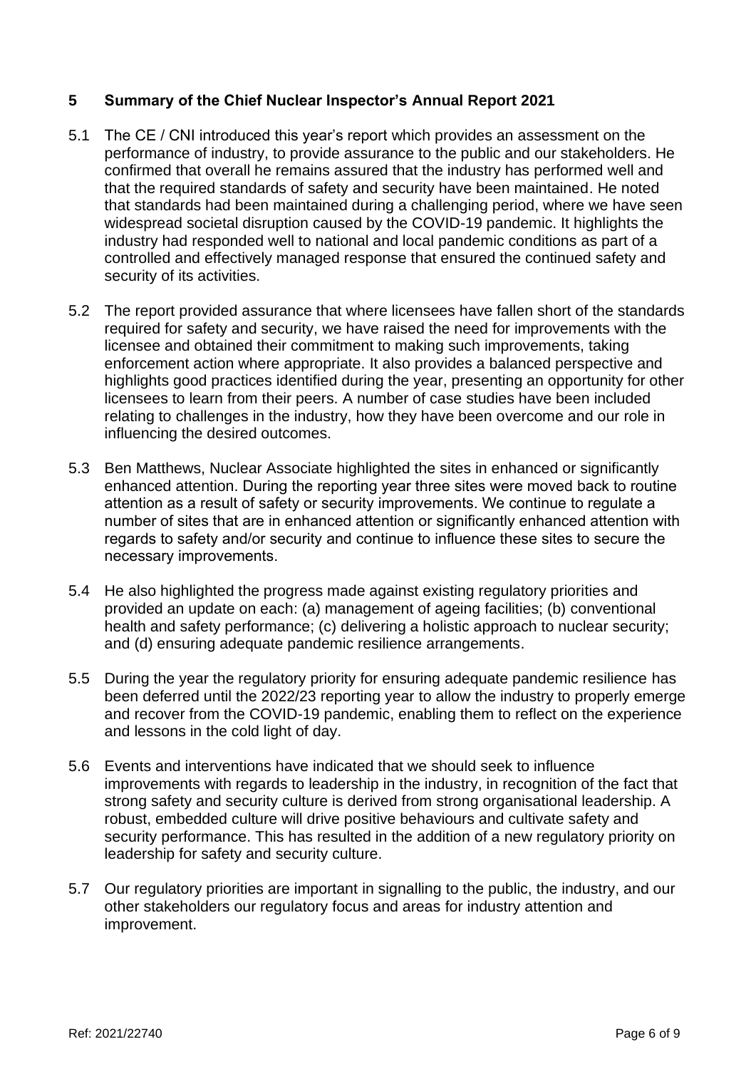## 5 Summary of the Chief Nuclear Inspector's Annual Report 2021

5.1 The CE / CNI introduced this year's report which provides an assessment on the performance of industry, to provide assurance to the public and our stakeholders. He confirmed that overall he remains assured that the industry has performed well and that the required standards of safety and security have been maintained. He noted that standards had been maintained during a challenging period, where we have seen widespread societal disruption caused by the COVID-19 pandemic. It highlights the industry had responded well to national and local pandemic conditions as part of a controlled and effectively managed response that ensured the continued safety and security of its activities.

5.2 The report provided assurance that where licensees have fallen short of the standards required for safety and security, we have raised the need for improvements with the licensee and obtained their commitment to making such improvements, taking enforcement action where appropriate. It also provides a balanced perspective and highlights good practices identified during the year, presenting an opportunity for other licensees to learn from their peers. A number of case studies have been included relating to challenges in the industry, how they have been overcome and our role in influencing the desired outcomes.

5.3 Ben Matthews, Nuclear Associate highlighted the sites in enhanced or significantly enhanced attention. During the reporting year three sites were moved back to routine attention as a result of safety or security improvements. We continue to regulate a number of sites that are in enhanced attention or significantly enhanced attention with regards to safety and/or security and continue to influence these sites to secure the necessary improvements.

5.4 He also highlighted the progress made against existing regulatory priorities and provided an update on each: (a) management of ageing facilities; (b) conventional health and safety performance; (c) delivering a holistic approach to nuclear security; and (d) ensuring adequate pandemic resilience arrangements.

5.5 During the year the regulatory priority for ensuring adequate pandemic resilience has been deferred until the 2022/23 reporting year to allow the industry to properly emerge and recover from the COVID-19 pandemic, enabling them to reflect on the experience and lessons in the cold light of day.

5.6 Events and interventions have indicated that we should seek to influence improvements with regards to leadership in the industry, in recognition of the fact that strong safety and security culture is derived from strong organisational leadership. A robust, embedded culture will drive positive behaviours and cultivate safety and security performance. This has resulted in the addition of a new regulatory priority on leadership for safety and security culture.

5.7 Our regulatory priorities are important in signalling to the public, the industry, and our other stakeholders our regulatory focus and areas for industry attention and improvement.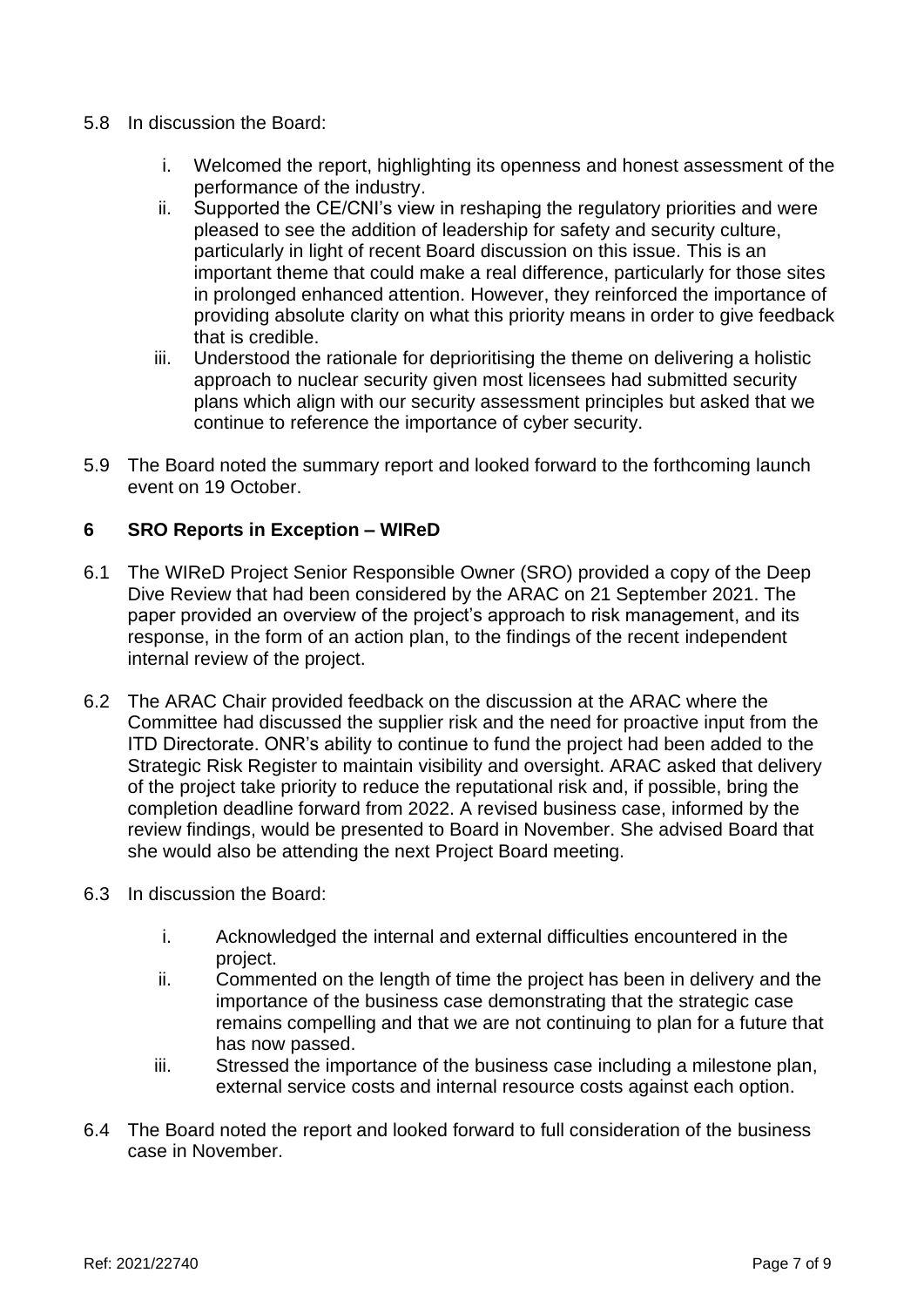5.8 In discussion the Board:

   i. Welcomed the report, highlighting its openness and honest assessment of the performance of the industry.
   ii. Supported the CE/CNI's view in reshaping the regulatory priorities and were pleased to see the addition of leadership for safety and security culture, particularly in light of recent Board discussion on this issue. This is an important theme that could make a real difference, particularly for those sites in prolonged enhanced attention. However, they reinforced the importance of providing absolute clarity on what this priority means in order to give feedback that is credible.
   iii. Understood the rationale for deprioritising the theme on delivering a holistic approach to nuclear security given most licensees had submitted security plans which align with our security assessment principles but asked that we continue to reference the importance of cyber security.

5.9 The Board noted the summary report and looked forward to the forthcoming launch event on 19 October.

## 6 SRO Reports in Exception – WIReD

6.1 The WIReD Project Senior Responsible Owner (SRO) provided a copy of the Deep Dive Review that had been considered by the ARAC on 21 September 2021. The paper provided an overview of the project's approach to risk management, and its response, in the form of an action plan, to the findings of the recent independent internal review of the project.

6.2 The ARAC Chair provided feedback on the discussion at the ARAC where the Committee had discussed the supplier risk and the need for proactive input from the ITD Directorate. ONR's ability to continue to fund the project had been added to the Strategic Risk Register to maintain visibility and oversight. ARAC asked that delivery of the project take priority to reduce the reputational risk and, if possible, bring the completion deadline forward from 2022. A revised business case, informed by the review findings, would be presented to Board in November. She advised Board that she would also be attending the next Project Board meeting.

6.3 In discussion the Board:

   i. Acknowledged the internal and external difficulties encountered in the project.
   ii. Commented on the length of time the project has been in delivery and the importance of the business case demonstrating that the strategic case remains compelling and that we are not continuing to plan for a future that has now passed.
   iii. Stressed the importance of the business case including a milestone plan, external service costs and internal resource costs against each option.

6.4 The Board noted the report and looked forward to full consideration of the business case in November.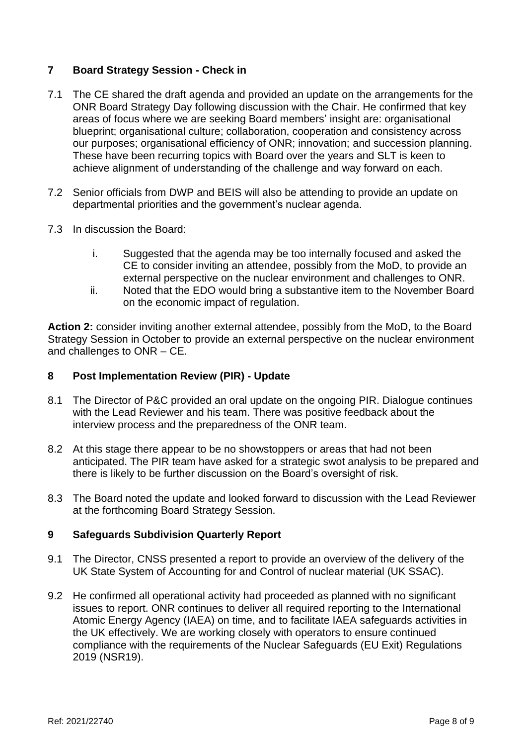## 7 Board Strategy Session - Check in

7.1 The CE shared the draft agenda and provided an update on the arrangements for the ONR Board Strategy Day following discussion with the Chair. He confirmed that key areas of focus where we are seeking Board members' insight are: organisational blueprint; organisational culture; collaboration, cooperation and consistency across our purposes; organisational efficiency of ONR; innovation; and succession planning. These have been recurring topics with Board over the years and SLT is keen to achieve alignment of understanding of the challenge and way forward on each.

7.2 Senior officials from DWP and BEIS will also be attending to provide an update on departmental priorities and the government's nuclear agenda.

7.3 In discussion the Board:

i. Suggested that the agenda may be too internally focused and asked the CE to consider inviting an attendee, possibly from the MoD, to provide an external perspective on the nuclear environment and challenges to ONR.
ii. Noted that the EDO would bring a substantive item to the November Board on the economic impact of regulation.

**Action 2:** consider inviting another external attendee, possibly from the MoD, to the Board Strategy Session in October to provide an external perspective on the nuclear environment and challenges to ONR – CE.

## 8 Post Implementation Review (PIR) - Update

8.1 The Director of P&C provided an oral update on the ongoing PIR. Dialogue continues with the Lead Reviewer and his team. There was positive feedback about the interview process and the preparedness of the ONR team.

8.2 At this stage there appear to be no showstoppers or areas that had not been anticipated. The PIR team have asked for a strategic swot analysis to be prepared and there is likely to be further discussion on the Board's oversight of risk.

8.3 The Board noted the update and looked forward to discussion with the Lead Reviewer at the forthcoming Board Strategy Session.

## 9 Safeguards Subdivision Quarterly Report

9.1 The Director, CNSS presented a report to provide an overview of the delivery of the UK State System of Accounting for and Control of nuclear material (UK SSAC).

9.2 He confirmed all operational activity had proceeded as planned with no significant issues to report. ONR continues to deliver all required reporting to the International Atomic Energy Agency (IAEA) on time, and to facilitate IAEA safeguards activities in the UK effectively. We are working closely with operators to ensure continued compliance with the requirements of the Nuclear Safeguards (EU Exit) Regulations 2019 (NSR19).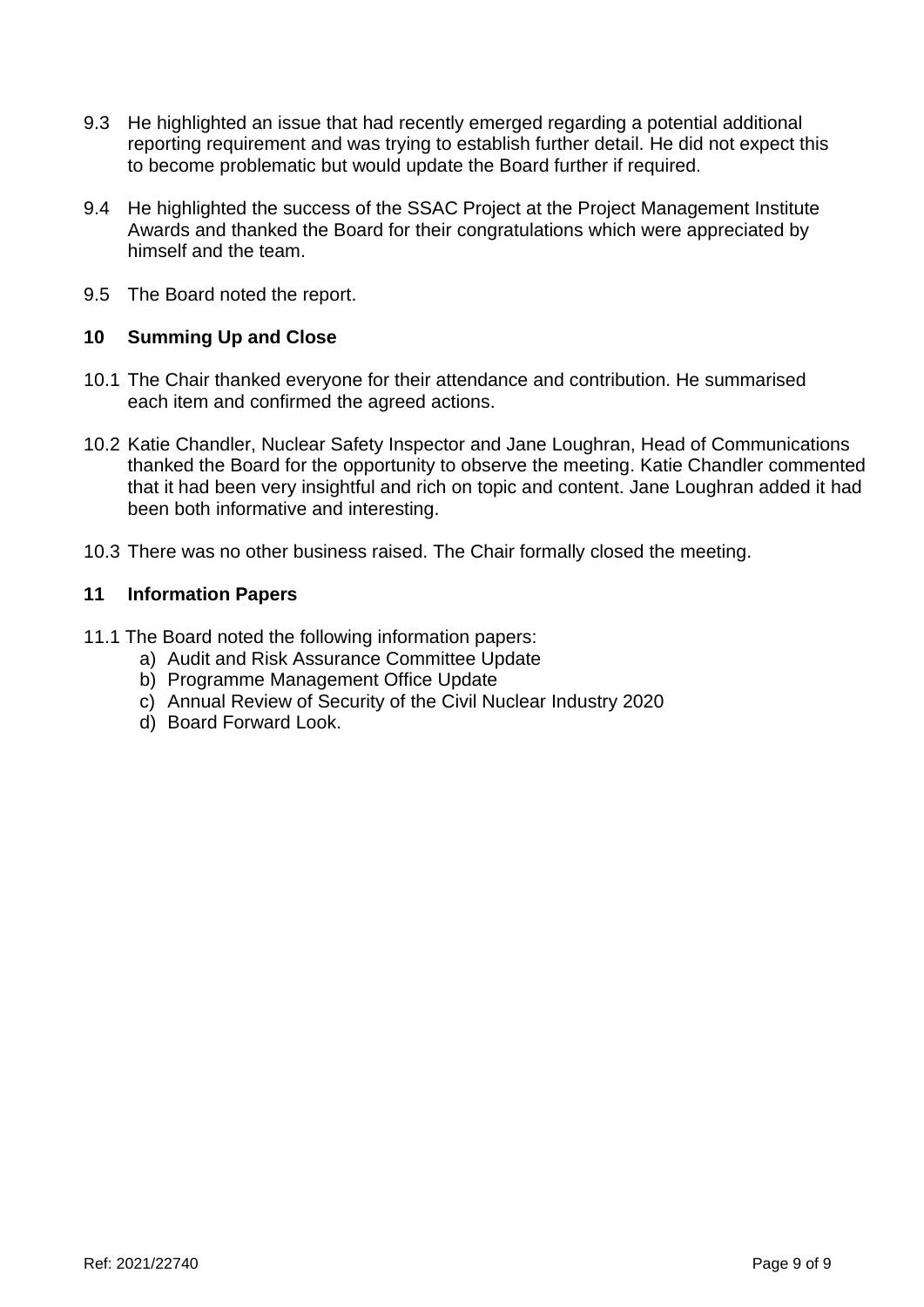9.3 He highlighted an issue that had recently emerged regarding a potential additional reporting requirement and was trying to establish further detail. He did not expect this to become problematic but would update the Board further if required.

9.4 He highlighted the success of the SSAC Project at the Project Management Institute Awards and thanked the Board for their congratulations which were appreciated by himself and the team.

9.5 The Board noted the report.

## 10 Summing Up and Close

10.1 The Chair thanked everyone for their attendance and contribution. He summarised each item and confirmed the agreed actions.

10.2 Katie Chandler, Nuclear Safety Inspector and Jane Loughran, Head of Communications thanked the Board for the opportunity to observe the meeting. Katie Chandler commented that it had been very insightful and rich on topic and content. Jane Loughran added it had been both informative and interesting.

10.3 There was no other business raised. The Chair formally closed the meeting.

## 11 Information Papers

11.1 The Board noted the following information papers:

a) Audit and Risk Assurance Committee Update
b) Programme Management Office Update
c) Annual Review of Security of the Civil Nuclear Industry 2020
d) Board Forward Look.

Ref: 2021/22740